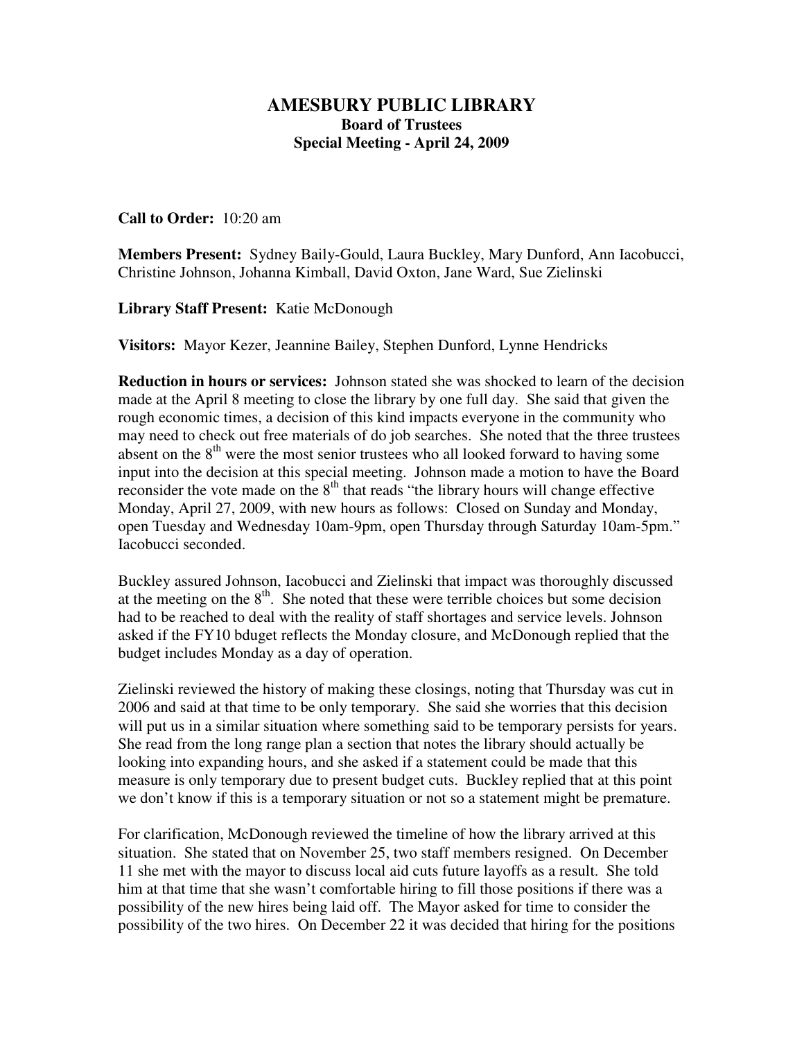# AMESBURY PUBLIC LIBRARY
## Board of Trustees
### Special Meeting - April 24, 2009

**Call to Order:** 10:20 am

**Members Present:** Sydney Baily-Gould, Laura Buckley, Mary Dunford, Ann Iacobucci, Christine Johnson, Johanna Kimball, David Oxton, Jane Ward, Sue Zielinski

**Library Staff Present:** Katie McDonough

**Visitors:** Mayor Kezer, Jeannine Bailey, Stephen Dunford, Lynne Hendricks

**Reduction in hours or services:** Johnson stated she was shocked to learn of the decision made at the April 8 meeting to close the library by one full day. She said that given the rough economic times, a decision of this kind impacts everyone in the community who may need to check out free materials of do job searches. She noted that the three trustees absent on the 8th were the most senior trustees who all looked forward to having some input into the decision at this special meeting. Johnson made a motion to have the Board reconsider the vote made on the 8th that reads "the library hours will change effective Monday, April 27, 2009, with new hours as follows: Closed on Sunday and Monday, open Tuesday and Wednesday 10am-9pm, open Thursday through Saturday 10am-5pm." Iacobucci seconded.

Buckley assured Johnson, Iacobucci and Zielinski that impact was thoroughly discussed at the meeting on the 8th. She noted that these were terrible choices but some decision had to be reached to deal with the reality of staff shortages and service levels. Johnson asked if the FY10 bduget reflects the Monday closure, and McDonough replied that the budget includes Monday as a day of operation.

Zielinski reviewed the history of making these closings, noting that Thursday was cut in 2006 and said at that time to be only temporary. She said she worries that this decision will put us in a similar situation where something said to be temporary persists for years. She read from the long range plan a section that notes the library should actually be looking into expanding hours, and she asked if a statement could be made that this measure is only temporary due to present budget cuts. Buckley replied that at this point we don't know if this is a temporary situation or not so a statement might be premature.

For clarification, McDonough reviewed the timeline of how the library arrived at this situation. She stated that on November 25, two staff members resigned. On December 11 she met with the mayor to discuss local aid cuts future layoffs as a result. She told him at that time that she wasn't comfortable hiring to fill those positions if there was a possibility of the new hires being laid off. The Mayor asked for time to consider the possibility of the two hires. On December 22 it was decided that hiring for the positions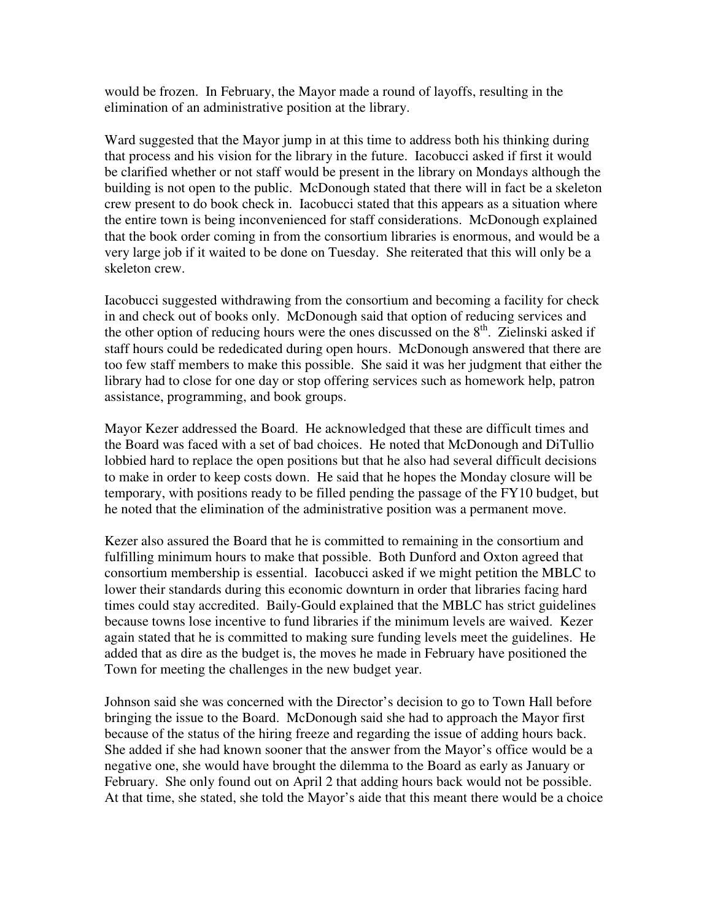would be frozen. In February, the Mayor made a round of layoffs, resulting in the elimination of an administrative position at the library.

Ward suggested that the Mayor jump in at this time to address both his thinking during that process and his vision for the library in the future. Iacobucci asked if first it would be clarified whether or not staff would be present in the library on Mondays although the building is not open to the public. McDonough stated that there will in fact be a skeleton crew present to do book check in. Iacobucci stated that this appears as a situation where the entire town is being inconvenienced for staff considerations. McDonough explained that the book order coming in from the consortium libraries is enormous, and would be a very large job if it waited to be done on Tuesday. She reiterated that this will only be a skeleton crew.

Iacobucci suggested withdrawing from the consortium and becoming a facility for check in and check out of books only. McDonough said that option of reducing services and the other option of reducing hours were the ones discussed on the 8th. Zielinski asked if staff hours could be rededicated during open hours. McDonough answered that there are too few staff members to make this possible. She said it was her judgment that either the library had to close for one day or stop offering services such as homework help, patron assistance, programming, and book groups.

Mayor Kezer addressed the Board. He acknowledged that these are difficult times and the Board was faced with a set of bad choices. He noted that McDonough and DiTullio lobbied hard to replace the open positions but that he also had several difficult decisions to make in order to keep costs down. He said that he hopes the Monday closure will be temporary, with positions ready to be filled pending the passage of the FY10 budget, but he noted that the elimination of the administrative position was a permanent move.

Kezer also assured the Board that he is committed to remaining in the consortium and fulfilling minimum hours to make that possible. Both Dunford and Oxton agreed that consortium membership is essential. Iacobucci asked if we might petition the MBLC to lower their standards during this economic downturn in order that libraries facing hard times could stay accredited. Baily-Gould explained that the MBLC has strict guidelines because towns lose incentive to fund libraries if the minimum levels are waived. Kezer again stated that he is committed to making sure funding levels meet the guidelines. He added that as dire as the budget is, the moves he made in February have positioned the Town for meeting the challenges in the new budget year.

Johnson said she was concerned with the Director's decision to go to Town Hall before bringing the issue to the Board. McDonough said she had to approach the Mayor first because of the status of the hiring freeze and regarding the issue of adding hours back. She added if she had known sooner that the answer from the Mayor's office would be a negative one, she would have brought the dilemma to the Board as early as January or February. She only found out on April 2 that adding hours back would not be possible. At that time, she stated, she told the Mayor's aide that this meant there would be a choice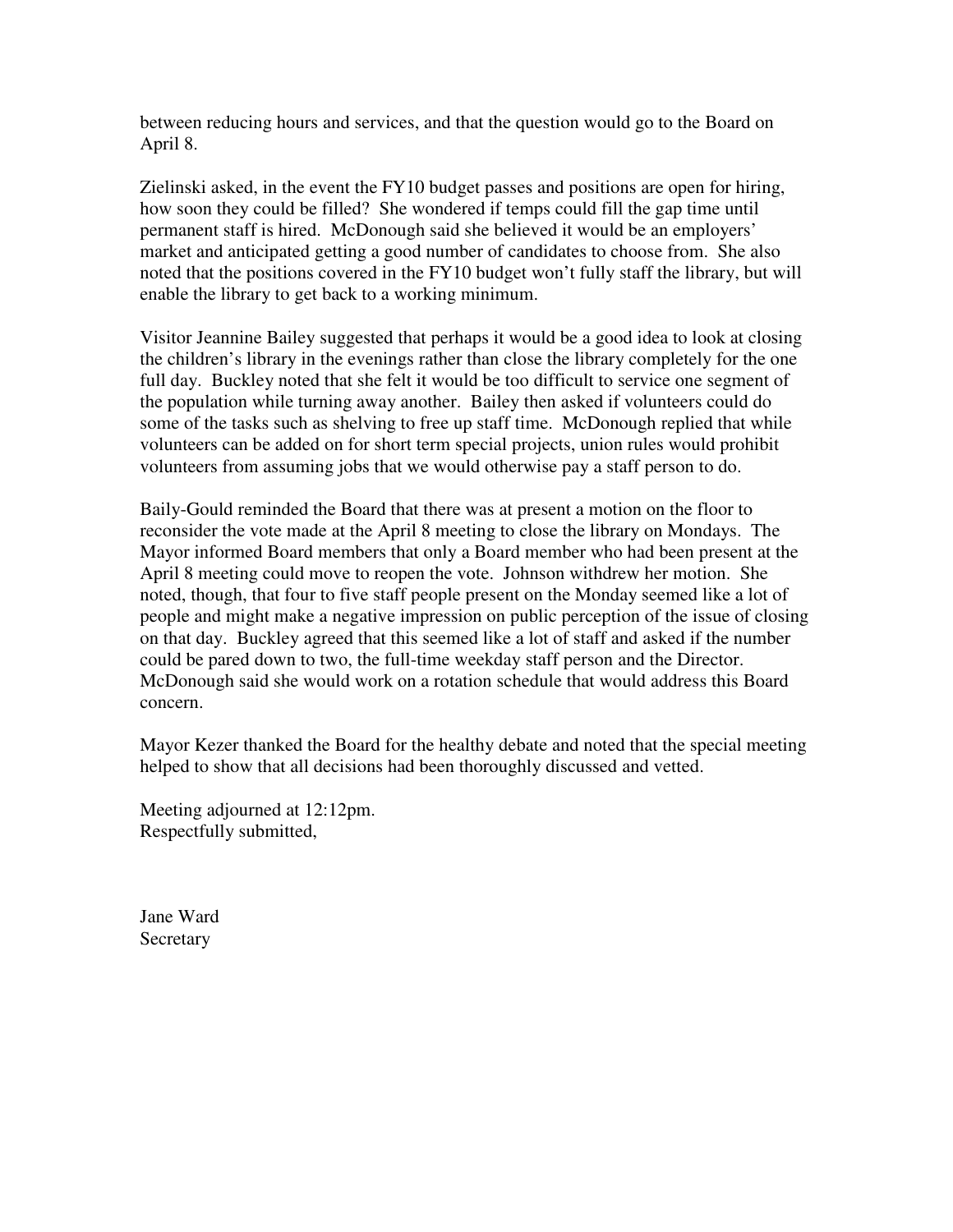between reducing hours and services, and that the question would go to the Board on April 8.

Zielinski asked, in the event the FY10 budget passes and positions are open for hiring, how soon they could be filled? She wondered if temps could fill the gap time until permanent staff is hired. McDonough said she believed it would be an employers' market and anticipated getting a good number of candidates to choose from. She also noted that the positions covered in the FY10 budget won't fully staff the library, but will enable the library to get back to a working minimum.

Visitor Jeannine Bailey suggested that perhaps it would be a good idea to look at closing the children's library in the evenings rather than close the library completely for the one full day. Buckley noted that she felt it would be too difficult to service one segment of the population while turning away another. Bailey then asked if volunteers could do some of the tasks such as shelving to free up staff time. McDonough replied that while volunteers can be added on for short term special projects, union rules would prohibit volunteers from assuming jobs that we would otherwise pay a staff person to do.

Baily-Gould reminded the Board that there was at present a motion on the floor to reconsider the vote made at the April 8 meeting to close the library on Mondays. The Mayor informed Board members that only a Board member who had been present at the April 8 meeting could move to reopen the vote. Johnson withdrew her motion. She noted, though, that four to five staff people present on the Monday seemed like a lot of people and might make a negative impression on public perception of the issue of closing on that day. Buckley agreed that this seemed like a lot of staff and asked if the number could be pared down to two, the full-time weekday staff person and the Director. McDonough said she would work on a rotation schedule that would address this Board concern.

Mayor Kezer thanked the Board for the healthy debate and noted that the special meeting helped to show that all decisions had been thoroughly discussed and vetted.

Meeting adjourned at 12:12pm.
Respectfully submitted,

Jane Ward
Secretary